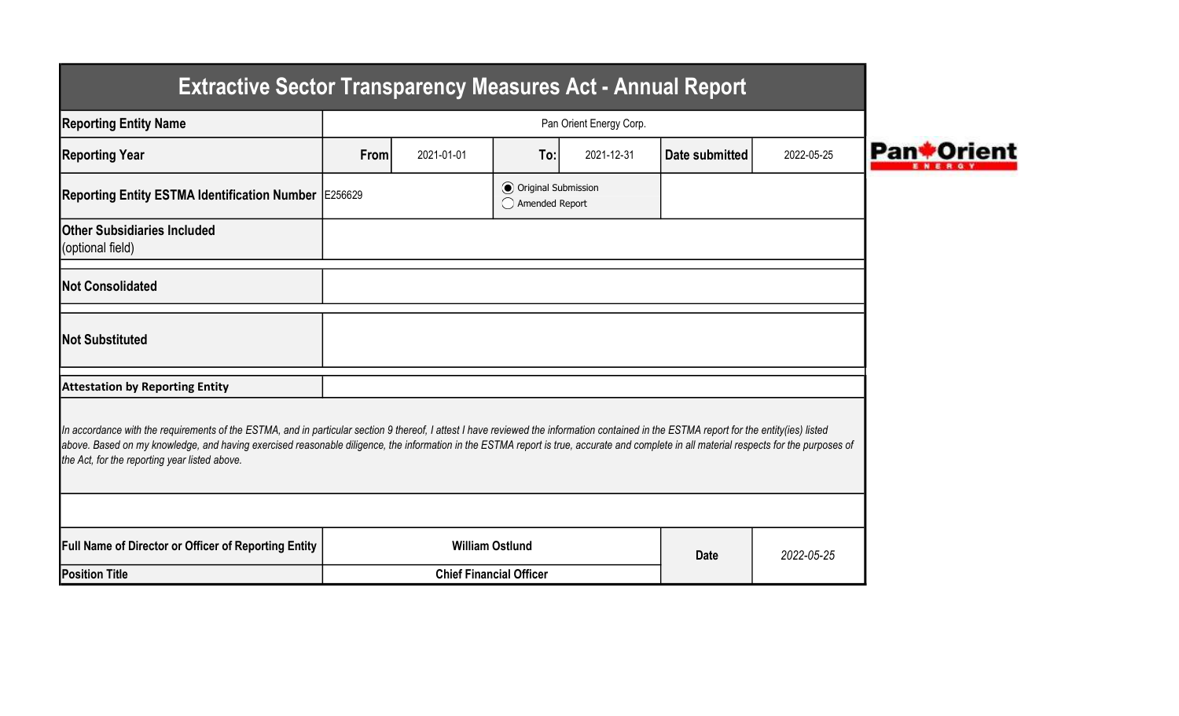# Extractive Sector Transparency Measures Act - Annual Report

| | | | | | | |
|---|---|---|---|---|---|---|
| **Reporting Entity Name** | Pan Orient Energy Corp. | | | | | |
| **Reporting Year** | **From** | 2021-01-01 | **To:** | 2021-12-31 | **Date submitted** | 2022-05-25 |
| **Reporting Entity ESTMA Identification Number** | E256629 | | ◉ Original Submission<br>◯ Amended Report | | | |
| **Other Subsidiaries Included** (optional field) | | | | | | |
| **Not Consolidated** | | | | | | |
| **Not Substituted** | | | | | | |

**Attestation by Reporting Entity**

*In accordance with the requirements of the ESTMA, and in particular section 9 thereof, I attest I have reviewed the information contained in the ESTMA report for the entity(ies) listed above. Based on my knowledge, and having exercised reasonable diligence, the information in the ESTMA report is true, accurate and complete in all material respects for the purposes of the Act, for the reporting year listed above.*

| | | | |
|---|---|---|---|
| **Full Name of Director or Officer of Reporting Entity** | **William Ostlund** | **Date** | *2022-05-25* |
| **Position Title** | **Chief Financial Officer** | | |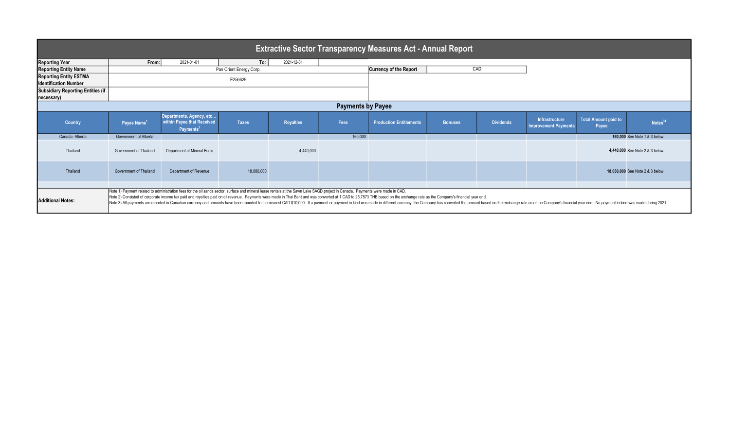# Extractive Sector Transparency Measures Act - Annual Report

| | | | | |
|---|---|---|---|---|
| **Reporting Year** | **From:** | 2021-01-01 | **To:** | 2021-12-31 |
| **Reporting Entity Name** | Pan Orient Energy Corp. | | **Currency of the Report** | CAD |
| **Reporting Entity ESTMA Identification Number** | E256629 | | | |
| **Subsidiary Reporting Entities (if necessary)** | | | | |

## Payments by Payee

| Country | Payee Name[1] | Departments, Agency, etc... within Payee that Received Payments[2] | Taxes | Royalties | Fees | Production Entitlements | Bonuses | Dividends | Infrastructure Improvement Payments | Total Amount paid to Payee | Notes[34] |
|---|---|---|---|---|---|---|---|---|---|---|---|
| Canada -Alberta | Government of Alberta | | | | 160,000 | | | | | **160,000** | See Note 1 & 3 below |
| Thailand | Government of Thailand | Department of Mineral Fuels | | 4,440,000 | | | | | | **4,440,000** | See Note 2 & 3 below |
| Thailand | Government of Thailand | Department of Revenue | 18,080,000 | | | | | | | **18,080,000** | See Note 2 & 3 below |

**Additional Notes:**

Note 1) Payment related to administration fees for the oil sands sector, surface and mineral lease rentals at the Sawn Lake SAGD project in Canada. Payments were made in CAD.
Note 2) Consisted of corporate income tax paid and royalties paid on oil revenue. Payments were made in Thai Baht and was converted at 1 CAD to 25.7573 THB based on the exchange rate as the Company's financial year end.
Note 3) All payments are reported in Canadian currency and amounts have been rounded to the nearest CAD $10,000. If a payment or payment in kind was made in different currency, the Company has converted the amount based on the exchange rate as of the Company's financial year end. No payment in kind was made during 2021.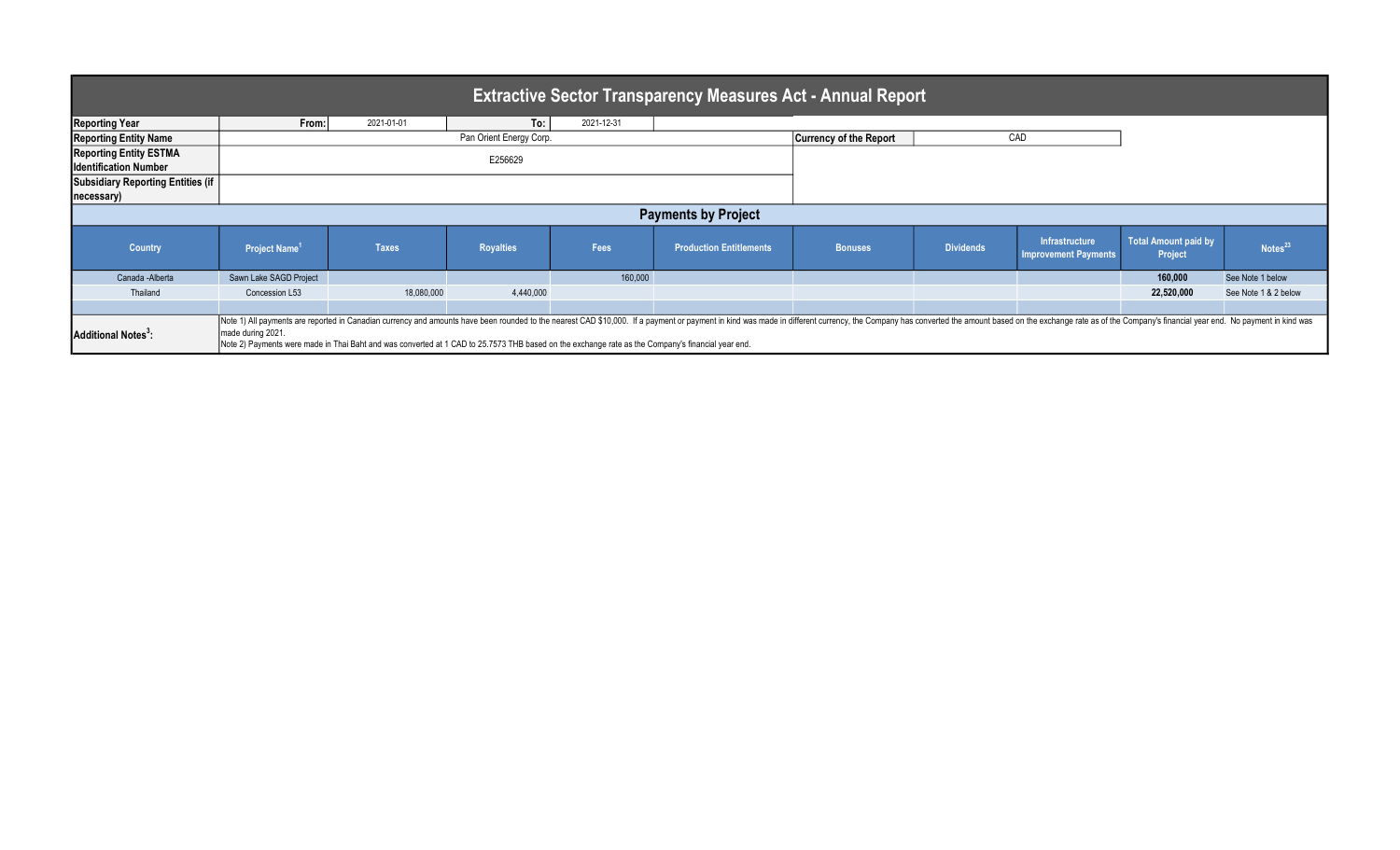# Extractive Sector Transparency Measures Act - Annual Report

| | | | | |
|---|---|---|---|---|
| **Reporting Year** | **From:** 2021-01-01 | **To:** 2021-12-31 | | |
| **Reporting Entity Name** | Pan Orient Energy Corp. | | **Currency of the Report** | CAD |
| **Reporting Entity ESTMA Identification Number** | E256629 | | | |
| **Subsidiary Reporting Entities (if necessary)** | | | | |

## Payments by Project

| Country | Project Name[1] | Taxes | Royalties | Fees | Production Entitlements | Bonuses | Dividends | Infrastructure Improvement Payments | Total Amount paid by Project | Notes[23] |
|---|---|---|---|---|---|---|---|---|---|---|
| Canada -Alberta | Sawn Lake SAGD Project | | | 160,000 | | | | | **160,000** | See Note 1 below |
| Thailand | Concession L53 | 18,080,000 | 4,440,000 | | | | | | **22,520,000** | See Note 1 & 2 below |
| | | | | | | | | | | |

**Additional Notes[3]:**

Note 1) All payments are reported in Canadian currency and amounts have been rounded to the nearest CAD $10,000. If a payment or payment in kind was made in different currency, the Company has converted the amount based on the exchange rate as of the Company's financial year end. No payment in kind was made during 2021.

Note 2) Payments were made in Thai Baht and was converted at 1 CAD to 25.7573 THB based on the exchange rate as the Company's financial year end.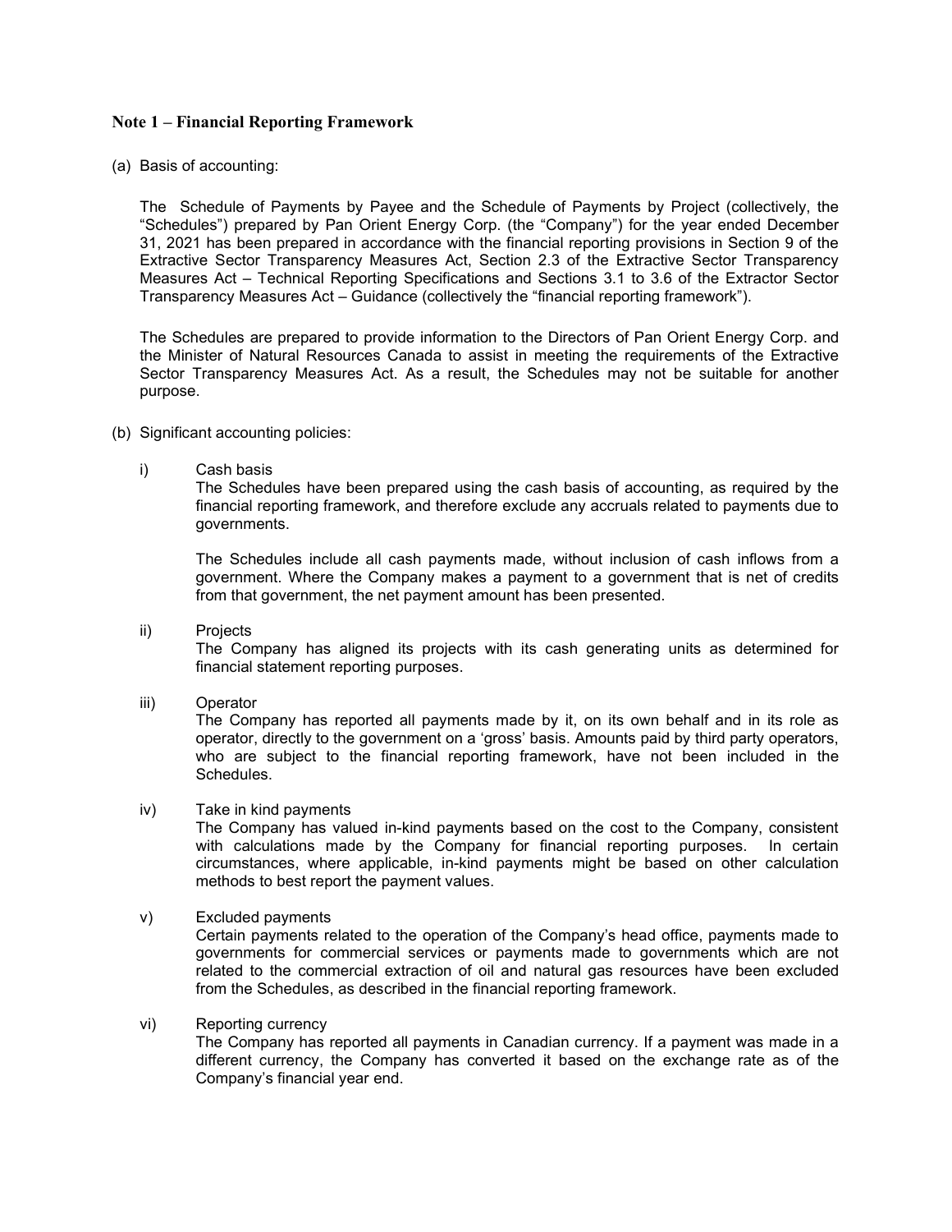## Note 1 – Financial Reporting Framework

(a) Basis of accounting:

The Schedule of Payments by Payee and the Schedule of Payments by Project (collectively, the "Schedules") prepared by Pan Orient Energy Corp. (the "Company") for the year ended December 31, 2021 has been prepared in accordance with the financial reporting provisions in Section 9 of the Extractive Sector Transparency Measures Act, Section 2.3 of the Extractive Sector Transparency Measures Act – Technical Reporting Specifications and Sections 3.1 to 3.6 of the Extractor Sector Transparency Measures Act – Guidance (collectively the "financial reporting framework").

The Schedules are prepared to provide information to the Directors of Pan Orient Energy Corp. and the Minister of Natural Resources Canada to assist in meeting the requirements of the Extractive Sector Transparency Measures Act. As a result, the Schedules may not be suitable for another purpose.

(b) Significant accounting policies:

i) Cash basis

The Schedules have been prepared using the cash basis of accounting, as required by the financial reporting framework, and therefore exclude any accruals related to payments due to governments.

The Schedules include all cash payments made, without inclusion of cash inflows from a government. Where the Company makes a payment to a government that is net of credits from that government, the net payment amount has been presented.

ii) Projects

The Company has aligned its projects with its cash generating units as determined for financial statement reporting purposes.

iii) Operator

The Company has reported all payments made by it, on its own behalf and in its role as operator, directly to the government on a 'gross' basis. Amounts paid by third party operators, who are subject to the financial reporting framework, have not been included in the Schedules.

iv) Take in kind payments

The Company has valued in-kind payments based on the cost to the Company, consistent with calculations made by the Company for financial reporting purposes. In certain circumstances, where applicable, in-kind payments might be based on other calculation methods to best report the payment values.

v) Excluded payments

Certain payments related to the operation of the Company's head office, payments made to governments for commercial services or payments made to governments which are not related to the commercial extraction of oil and natural gas resources have been excluded from the Schedules, as described in the financial reporting framework.

vi) Reporting currency

The Company has reported all payments in Canadian currency. If a payment was made in a different currency, the Company has converted it based on the exchange rate as of the Company's financial year end.